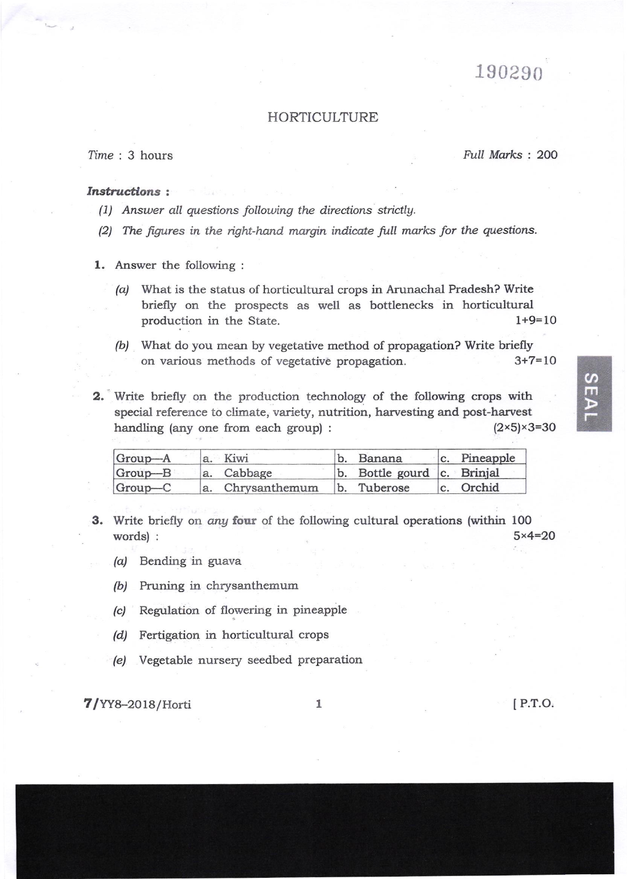190290

# HORTICULTURE

*Time* : 3 hours *Full Marks* : 200

***Instructions* :**

*(1) Answer all questions following the directions strictly.*

*(2) The figures in the right-hand margin indicate full marks for the questions.*

**1.** Answer the following :

*(a)* What is the status of horticultural crops in Arunachal Pradesh? Write briefly on the prospects as well as bottlenecks in horticultural production in the State. 1+9=10

*(b)* What do you mean by vegetative method of propagation? Write briefly on various methods of vegetative propagation. 3+7=10

**2.** Write briefly on the production technology of the following crops with special reference to climate, variety, nutrition, harvesting and post-harvest handling (any one from each group) : (2×5)×3=30

| Group—A | a. Kiwi | b. Banana | c. Pineapple |
|---|---|---|---|
| Group—B | a. Cabbage | b. Bottle gourd | c. Brinjal |
| Group—C | a. Chrysanthemum | b. Tuberose | c. Orchid |

**3.** Write briefly on *any* **four** of the following cultural operations (within 100 words) : 5×4=20

*(a)* Bending in guava

*(b)* Pruning in chrysanthemum

*(c)* Regulation of flowering in pineapple

*(d)* Fertigation in horticultural crops

*(e)* Vegetable nursery seedbed preparation

7/YY8–2018/Horti [ P.T.O.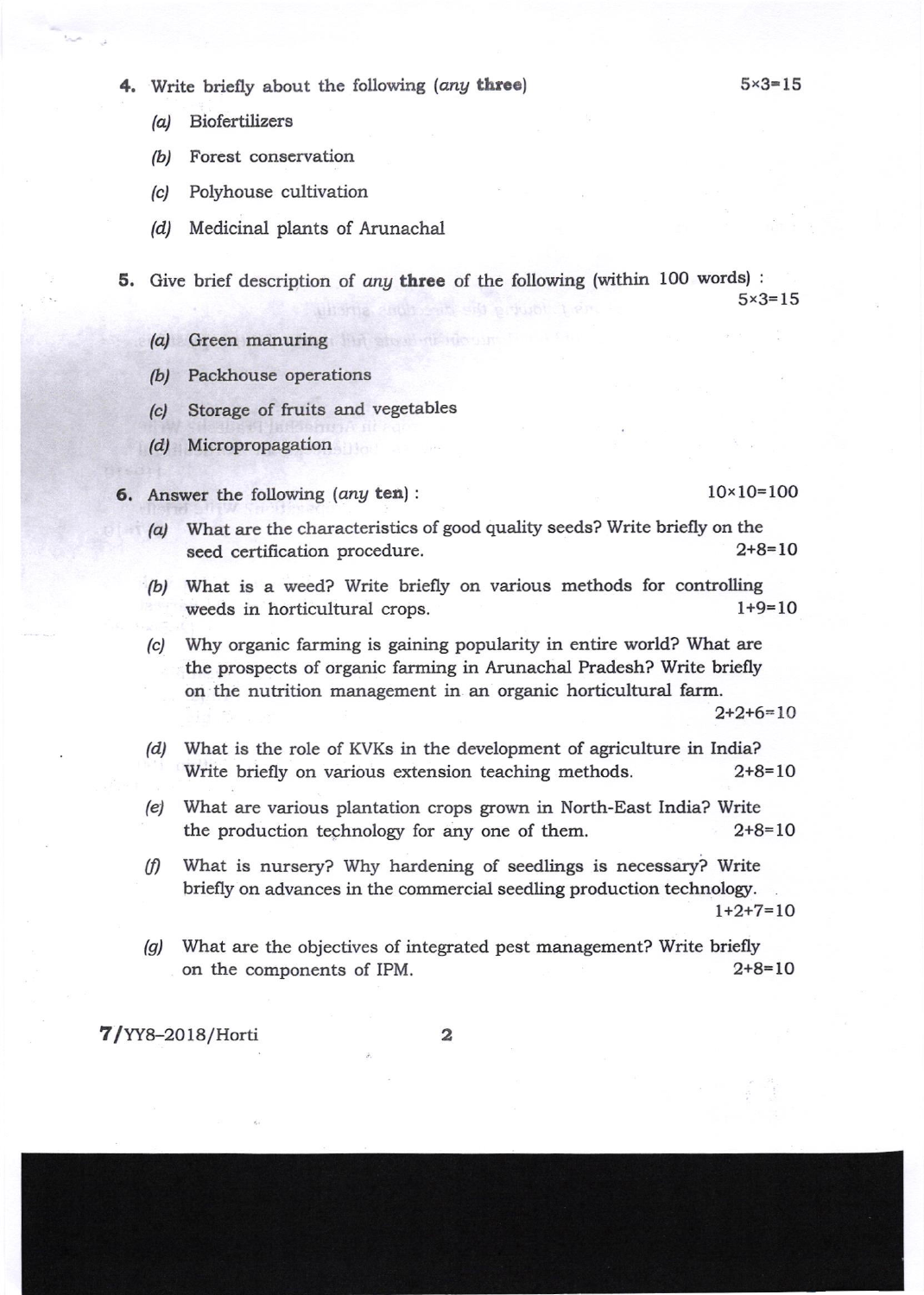4. Write briefly about the following (*any* **three**) 5×3=15

   *(a)* Biofertilizers

   *(b)* Forest conservation

   *(c)* Polyhouse cultivation

   *(d)* Medicinal plants of Arunachal

5. Give brief description of *any* **three** of the following (within 100 words) : 5×3=15

   *(a)* Green manuring

   *(b)* Packhouse operations

   *(c)* Storage of fruits and vegetables

   *(d)* Micropropagation

6. Answer the following (*any* **ten**) : 10×10=100

   *(a)* What are the characteristics of good quality seeds? Write briefly on the seed certification procedure. 2+8=10

   *(b)* What is a weed? Write briefly on various methods for controlling weeds in horticultural crops. 1+9=10

   *(c)* Why organic farming is gaining popularity in entire world? What are the prospects of organic farming in Arunachal Pradesh? Write briefly on the nutrition management in an organic horticultural farm. 2+2+6=10

   *(d)* What is the role of KVKs in the development of agriculture in India? Write briefly on various extension teaching methods. 2+8=10

   *(e)* What are various plantation crops grown in North-East India? Write the production technology for any one of them. 2+8=10

   *(f)* What is nursery? Why hardening of seedlings is necessary? Write briefly on advances in the commercial seedling production technology. 1+2+7=10

   *(g)* What are the objectives of integrated pest management? Write briefly on the components of IPM. 2+8=10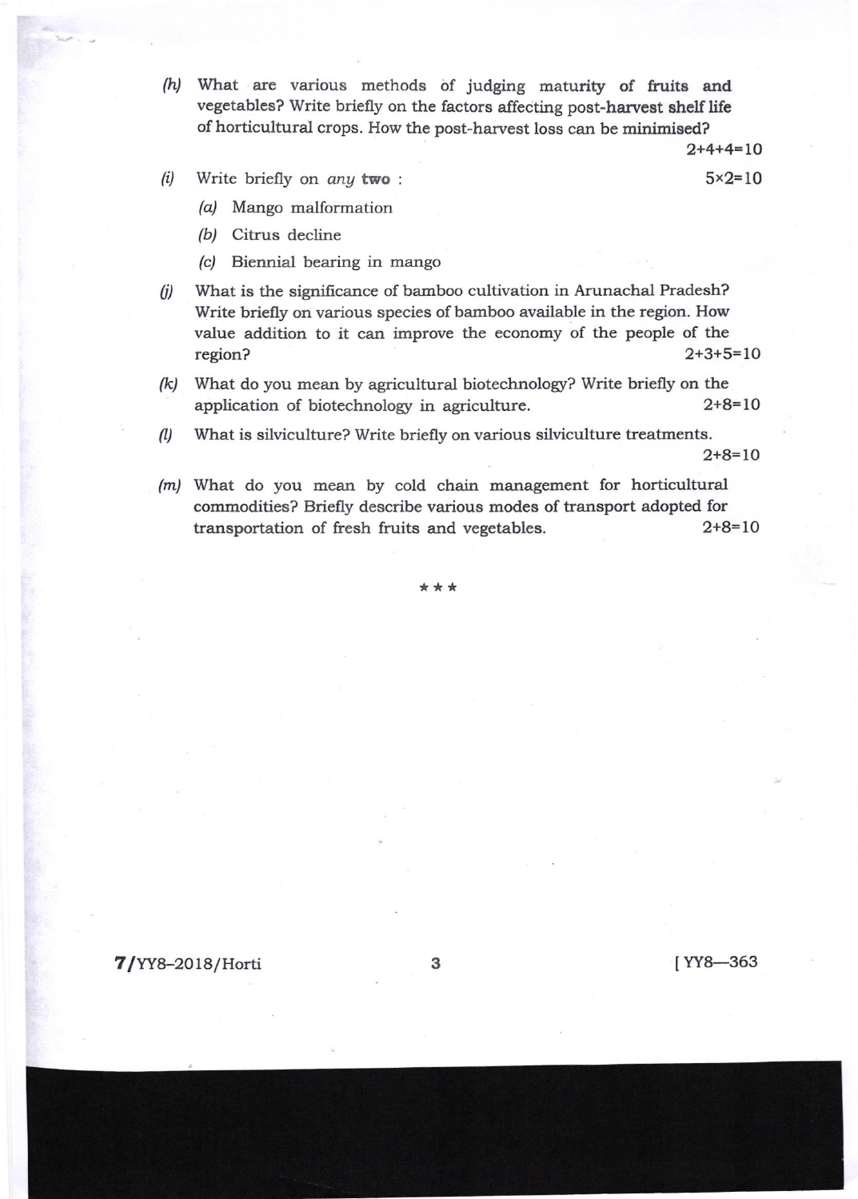(h) What are various methods of judging maturity of fruits and vegetables? Write briefly on the factors affecting post-harvest shelf life of horticultural crops. How the post-harvest loss can be minimised? 2+4+4=10

(i) Write briefly on *any* **two** : 5×2=10

(a) Mango malformation

(b) Citrus decline

(c) Biennial bearing in mango

(j) What is the significance of bamboo cultivation in Arunachal Pradesh? Write briefly on various species of bamboo available in the region. How value addition to it can improve the economy of the people of the region? 2+3+5=10

(k) What do you mean by agricultural biotechnology? Write briefly on the application of biotechnology in agriculture. 2+8=10

(l) What is silviculture? Write briefly on various silviculture treatments. 2+8=10

(m) What do you mean by cold chain management for horticultural commodities? Briefly describe various modes of transport adopted for transportation of fresh fruits and vegetables. 2+8=10

★★★

7/YY8-2018/Horti [ YY8—363